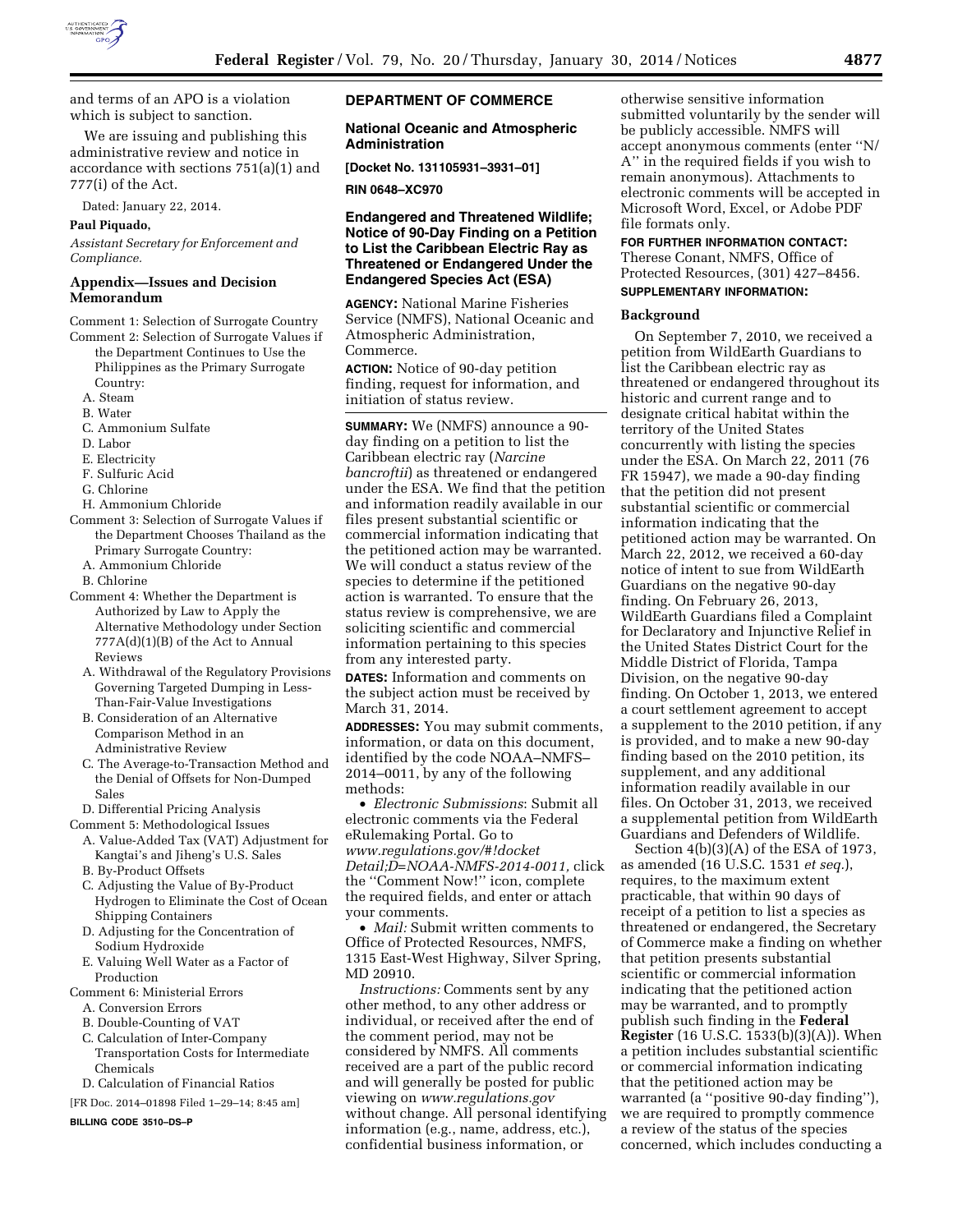and terms of an APO is a violation which is subject to sanction.

We are issuing and publishing this administrative review and notice in accordance with sections 751(a)(1) and 777(i) of the Act.

Dated: January 22, 2014.

**Paul Piquado,**

*Assistant Secretary for Enforcement and Compliance.*

## Appendix—Issues and Decision Memorandum

Comment 1: Selection of Surrogate Country

Comment 2: Selection of Surrogate Values if the Department Continues to Use the Philippines as the Primary Surrogate Country:

A. Steam

B. Water

C. Ammonium Sulfate

D. Labor

E. Electricity

F. Sulfuric Acid

G. Chlorine

H. Ammonium Chloride

Comment 3: Selection of Surrogate Values if the Department Chooses Thailand as the Primary Surrogate Country:

A. Ammonium Chloride

B. Chlorine

Comment 4: Whether the Department is Authorized by Law to Apply the Alternative Methodology under Section 777A(d)(1)(B) of the Act to Annual Reviews

A. Withdrawal of the Regulatory Provisions Governing Targeted Dumping in Less-Than-Fair-Value Investigations

B. Consideration of an Alternative Comparison Method in an Administrative Review

C. The Average-to-Transaction Method and the Denial of Offsets for Non-Dumped Sales

D. Differential Pricing Analysis

Comment 5: Methodological Issues

A. Value-Added Tax (VAT) Adjustment for Kangtai's and Jiheng's U.S. Sales

B. By-Product Offsets

C. Adjusting the Value of By-Product Hydrogen to Eliminate the Cost of Ocean Shipping Containers

D. Adjusting for the Concentration of Sodium Hydroxide

E. Valuing Well Water as a Factor of Production

Comment 6: Ministerial Errors

A. Conversion Errors

B. Double-Counting of VAT

C. Calculation of Inter-Company Transportation Costs for Intermediate Chemicals

D. Calculation of Financial Ratios

[FR Doc. 2014–01898 Filed 1–29–14; 8:45 am]

**BILLING CODE 3510–DS–P**

## DEPARTMENT OF COMMERCE

### National Oceanic and Atmospheric Administration

**[Docket No. 131105931–3931–01]**

**RIN 0648–XC970**

### Endangered and Threatened Wildlife; Notice of 90-Day Finding on a Petition to List the Caribbean Electric Ray as Threatened or Endangered Under the Endangered Species Act (ESA)

**AGENCY:** National Marine Fisheries Service (NMFS), National Oceanic and Atmospheric Administration, Commerce.

**ACTION:** Notice of 90-day petition finding, request for information, and initiation of status review.

**SUMMARY:** We (NMFS) announce a 90-day finding on a petition to list the Caribbean electric ray (*Narcine bancroftii*) as threatened or endangered under the ESA. We find that the petition and information readily available in our files present substantial scientific or commercial information indicating that the petitioned action may be warranted. We will conduct a status review of the species to determine if the petitioned action is warranted. To ensure that the status review is comprehensive, we are soliciting scientific and commercial information pertaining to this species from any interested party.

**DATES:** Information and comments on the subject action must be received by March 31, 2014.

**ADDRESSES:** You may submit comments, information, or data on this document, identified by the code NOAA–NMFS–2014–0011, by any of the following methods:

- *Electronic Submissions*: Submit all electronic comments via the Federal eRulemaking Portal. Go to *www.regulations.gov/#!docketDetail;D=NOAA-NMFS-2014-0011,* click the "Comment Now!" icon, complete the required fields, and enter or attach your comments.
- *Mail:* Submit written comments to Office of Protected Resources, NMFS, 1315 East-West Highway, Silver Spring, MD 20910.

*Instructions:* Comments sent by any other method, to any other address or individual, or received after the end of the comment period, may not be considered by NMFS. All comments received are a part of the public record and will generally be posted for public viewing on *www.regulations.gov* without change. All personal identifying information (e.g., name, address, etc.), confidential business information, or otherwise sensitive information submitted voluntarily by the sender will be publicly accessible. NMFS will accept anonymous comments (enter "N/A" in the required fields if you wish to remain anonymous). Attachments to electronic comments will be accepted in Microsoft Word, Excel, or Adobe PDF file formats only.

**FOR FURTHER INFORMATION CONTACT:** Therese Conant, NMFS, Office of Protected Resources, (301) 427–8456.

**SUPPLEMENTARY INFORMATION:**

#### Background

On September 7, 2010, we received a petition from WildEarth Guardians to list the Caribbean electric ray as threatened or endangered throughout its historic and current range and to designate critical habitat within the territory of the United States concurrently with listing the species under the ESA. On March 22, 2011 (76 FR 15947), we made a 90-day finding that the petition did not present substantial scientific or commercial information indicating that the petitioned action may be warranted. On March 22, 2012, we received a 60-day notice of intent to sue from WildEarth Guardians on the negative 90-day finding. On February 26, 2013, WildEarth Guardians filed a Complaint for Declaratory and Injunctive Relief in the United States District Court for the Middle District of Florida, Tampa Division, on the negative 90-day finding. On October 1, 2013, we entered a court settlement agreement to accept a supplement to the 2010 petition, if any is provided, and to make a new 90-day finding based on the 2010 petition, its supplement, and any additional information readily available in our files. On October 31, 2013, we received a supplemental petition from WildEarth Guardians and Defenders of Wildlife.

Section 4(b)(3)(A) of the ESA of 1973, as amended (16 U.S.C. 1531 *et seq.*), requires, to the maximum extent practicable, that within 90 days of receipt of a petition to list a species as threatened or endangered, the Secretary of Commerce make a finding on whether that petition presents substantial scientific or commercial information indicating that the petitioned action may be warranted, and to promptly publish such finding in the **Federal Register** (16 U.S.C. 1533(b)(3)(A)). When a petition includes substantial scientific or commercial information indicating that the petitioned action may be warranted (a "positive 90-day finding"), we are required to promptly commence a review of the status of the species concerned, which includes conducting a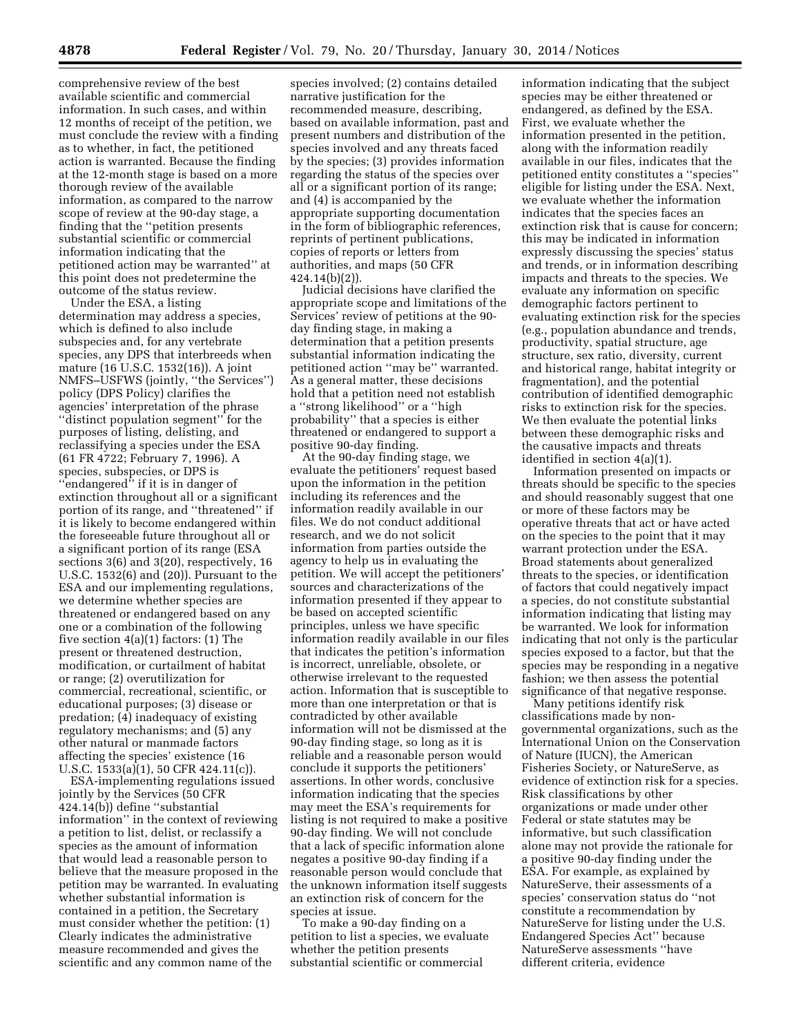comprehensive review of the best available scientific and commercial information. In such cases, and within 12 months of receipt of the petition, we must conclude the review with a finding as to whether, in fact, the petitioned action is warranted. Because the finding at the 12-month stage is based on a more thorough review of the available information, as compared to the narrow scope of review at the 90-day stage, a finding that the "petition presents substantial scientific or commercial information indicating that the petitioned action may be warranted" at this point does not predetermine the outcome of the status review.

Under the ESA, a listing determination may address a species, which is defined to also include subspecies and, for any vertebrate species, any DPS that interbreeds when mature (16 U.S.C. 1532(16)). A joint NMFS–USFWS (jointly, "the Services") policy (DPS Policy) clarifies the agencies' interpretation of the phrase "distinct population segment" for the purposes of listing, delisting, and reclassifying a species under the ESA (61 FR 4722; February 7, 1996). A species, subspecies, or DPS is "endangered" if it is in danger of extinction throughout all or a significant portion of its range, and "threatened" if it is likely to become endangered within the foreseeable future throughout all or a significant portion of its range (ESA sections 3(6) and 3(20), respectively, 16 U.S.C. 1532(6) and (20)). Pursuant to the ESA and our implementing regulations, we determine whether species are threatened or endangered based on any one or a combination of the following five section 4(a)(1) factors: (1) The present or threatened destruction, modification, or curtailment of habitat or range; (2) overutilization for commercial, recreational, scientific, or educational purposes; (3) disease or predation; (4) inadequacy of existing regulatory mechanisms; and (5) any other natural or manmade factors affecting the species' existence (16 U.S.C. 1533(a)(1), 50 CFR 424.11(c)).

ESA-implementing regulations issued jointly by the Services (50 CFR 424.14(b)) define "substantial information" in the context of reviewing a petition to list, delist, or reclassify a species as the amount of information that would lead a reasonable person to believe that the measure proposed in the petition may be warranted. In evaluating whether substantial information is contained in a petition, the Secretary must consider whether the petition: (1) Clearly indicates the administrative measure recommended and gives the scientific and any common name of the species involved; (2) contains detailed narrative justification for the recommended measure, describing, based on available information, past and present numbers and distribution of the species involved and any threats faced by the species; (3) provides information regarding the status of the species over all or a significant portion of its range; and (4) is accompanied by the appropriate supporting documentation in the form of bibliographic references, reprints of pertinent publications, copies of reports or letters from authorities, and maps (50 CFR 424.14(b)(2)).

Judicial decisions have clarified the appropriate scope and limitations of the Services' review of petitions at the 90-day finding stage, in making a determination that a petition presents substantial information indicating the petitioned action "may be" warranted. As a general matter, these decisions hold that a petition need not establish a "strong likelihood" or a "high probability" that a species is either threatened or endangered to support a positive 90-day finding.

At the 90-day finding stage, we evaluate the petitioners' request based upon the information in the petition including its references and the information readily available in our files. We do not conduct additional research, and we do not solicit information from parties outside the agency to help us in evaluating the petition. We will accept the petitioners' sources and characterizations of the information presented if they appear to be based on accepted scientific principles, unless we have specific information readily available in our files that indicates the petition's information is incorrect, unreliable, obsolete, or otherwise irrelevant to the requested action. Information that is susceptible to more than one interpretation or that is contradicted by other available information will not be dismissed at the 90-day finding stage, so long as it is reliable and a reasonable person would conclude it supports the petitioners' assertions. In other words, conclusive information indicating that the species may meet the ESA's requirements for listing is not required to make a positive 90-day finding. We will not conclude that a lack of specific information alone negates a positive 90-day finding if a reasonable person would conclude that the unknown information itself suggests an extinction risk of concern for the species at issue.

To make a 90-day finding on a petition to list a species, we evaluate whether the petition presents substantial scientific or commercial information indicating that the subject species may be either threatened or endangered, as defined by the ESA. First, we evaluate whether the information presented in the petition, along with the information readily available in our files, indicates that the petitioned entity constitutes a "species" eligible for listing under the ESA. Next, we evaluate whether the information indicates that the species faces an extinction risk that is cause for concern; this may be indicated in information expressly discussing the species' status and trends, or in information describing impacts and threats to the species. We evaluate any information on specific demographic factors pertinent to evaluating extinction risk for the species (e.g., population abundance and trends, productivity, spatial structure, age structure, sex ratio, diversity, current and historical range, habitat integrity or fragmentation), and the potential contribution of identified demographic risks to extinction risk for the species. We then evaluate the potential links between these demographic risks and the causative impacts and threats identified in section 4(a)(1).

Information presented on impacts or threats should be specific to the species and should reasonably suggest that one or more of these factors may be operative threats that act or have acted on the species to the point that it may warrant protection under the ESA. Broad statements about generalized threats to the species, or identification of factors that could negatively impact a species, do not constitute substantial information indicating that listing may be warranted. We look for information indicating that not only is the particular species exposed to a factor, but that the species may be responding in a negative fashion; we then assess the potential significance of that negative response.

Many petitions identify risk classifications made by non-governmental organizations, such as the International Union on the Conservation of Nature (IUCN), the American Fisheries Society, or NatureServe, as evidence of extinction risk for a species. Risk classifications by other organizations or made under other Federal or state statutes may be informative, but such classification alone may not provide the rationale for a positive 90-day finding under the ESA. For example, as explained by NatureServe, their assessments of a species' conservation status do "not constitute a recommendation by NatureServe for listing under the U.S. Endangered Species Act" because NatureServe assessments "have different criteria, evidence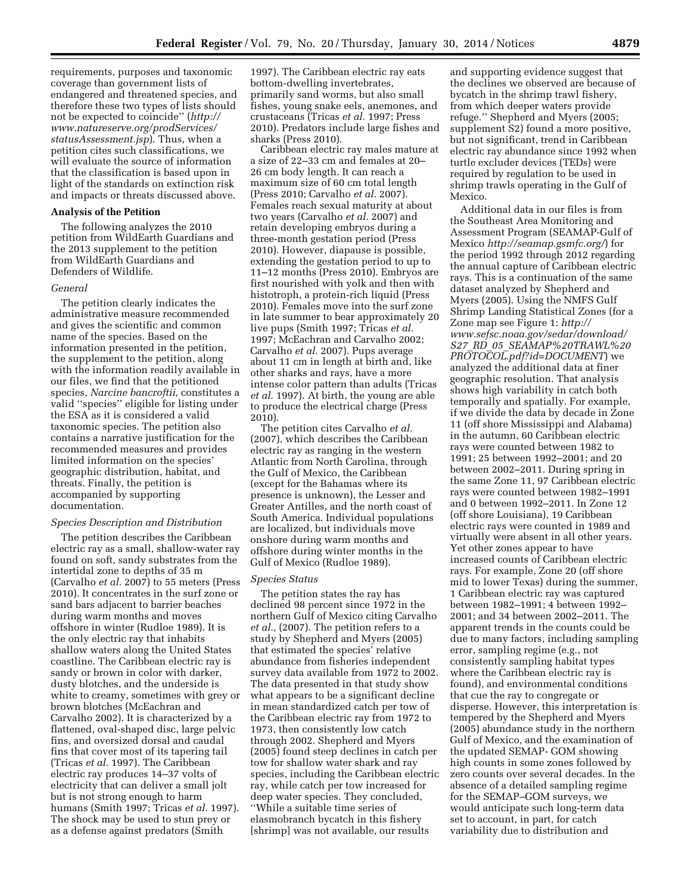requirements, purposes and taxonomic coverage than government lists of endangered and threatened species, and therefore these two types of lists should not be expected to coincide'' (*http://www.natureserve.org/prodServices/statusAssessment.jsp*). Thus, when a petition cites such classifications, we will evaluate the source of information that the classification is based upon in light of the standards on extinction risk and impacts or threats discussed above.

## Analysis of the Petition

The following analyzes the 2010 petition from WildEarth Guardians and the 2013 supplement to the petition from WildEarth Guardians and Defenders of Wildlife.

### *General*

The petition clearly indicates the administrative measure recommended and gives the scientific and common name of the species. Based on the information presented in the petition, the supplement to the petition, along with the information readily available in our files, we find that the petitioned species, *Narcine bancroftii,* constitutes a valid ''species'' eligible for listing under the ESA as it is considered a valid taxonomic species. The petition also contains a narrative justification for the recommended measures and provides limited information on the species' geographic distribution, habitat, and threats. Finally, the petition is accompanied by supporting documentation.

### *Species Description and Distribution*

The petition describes the Caribbean electric ray as a small, shallow-water ray found on soft, sandy substrates from the intertidal zone to depths of 35 m (Carvalho *et al.* 2007) to 55 meters (Press 2010). It concentrates in the surf zone or sand bars adjacent to barrier beaches during warm months and moves offshore in winter (Rudloe 1989). It is the only electric ray that inhabits shallow waters along the United States coastline. The Caribbean electric ray is sandy or brown in color with darker, dusty blotches, and the underside is white to creamy, sometimes with grey or brown blotches (McEachran and Carvalho 2002). It is characterized by a flattened, oval-shaped disc, large pelvic fins, and oversized dorsal and caudal fins that cover most of its tapering tail (Tricas *et al.* 1997). The Caribbean electric ray produces 14–37 volts of electricity that can deliver a small jolt but is not strong enough to harm humans (Smith 1997; Tricas *et al.* 1997). The shock may be used to stun prey or as a defense against predators (Smith 1997). The Caribbean electric ray eats bottom-dwelling invertebrates, primarily sand worms, but also small fishes, young snake eels, anemones, and crustaceans (Tricas *et al.* 1997; Press 2010). Predators include large fishes and sharks (Press 2010).

Caribbean electric ray males mature at a size of 22–33 cm and females at 20–26 cm body length. It can reach a maximum size of 60 cm total length (Press 2010; Carvalho *et al.* 2007). Females reach sexual maturity at about two years (Carvalho *et al.* 2007) and retain developing embryos during a three-month gestation period (Press 2010). However, diapause is possible, extending the gestation period to up to 11–12 months (Press 2010). Embryos are first nourished with yolk and then with histotroph, a protein-rich liquid (Press 2010). Females move into the surf zone in late summer to bear approximately 20 live pups (Smith 1997; Tricas *et al.* 1997; McEachran and Carvalho 2002; Carvalho *et al.* 2007). Pups average about 11 cm in length at birth and, like other sharks and rays, have a more intense color pattern than adults (Tricas *et al.* 1997). At birth, the young are able to produce the electrical charge (Press 2010).

The petition cites Carvalho *et al.* (2007), which describes the Caribbean electric ray as ranging in the western Atlantic from North Carolina, through the Gulf of Mexico, the Caribbean (except for the Bahamas where its presence is unknown), the Lesser and Greater Antilles, and the north coast of South America. Individual populations are localized, but individuals move onshore during warm months and offshore during winter months in the Gulf of Mexico (Rudloe 1989).

### *Species Status*

The petition states the ray has declined 98 percent since 1972 in the northern Gulf of Mexico citing Carvalho *et al.,* (2007). The petition refers to a study by Shepherd and Myers (2005) that estimated the species' relative abundance from fisheries independent survey data available from 1972 to 2002. The data presented in that study show what appears to be a significant decline in mean standardized catch per tow of the Caribbean electric ray from 1972 to 1973, then consistently low catch through 2002. Shepherd and Myers (2005) found steep declines in catch per tow for shallow water shark and ray species, including the Caribbean electric ray, while catch per tow increased for deep water species. They concluded, ''While a suitable time series of elasmobranch bycatch in this fishery [shrimp] was not available, our results and supporting evidence suggest that the declines we observed are because of bycatch in the shrimp trawl fishery, from which deeper waters provide refuge.'' Shepherd and Myers (2005; supplement S2) found a more positive, but not significant, trend in Caribbean electric ray abundance since 1992 when turtle excluder devices (TEDs) were required by regulation to be used in shrimp trawls operating in the Gulf of Mexico.

Additional data in our files is from the Southeast Area Monitoring and Assessment Program (SEAMAP-Gulf of Mexico *http://seamap.gsmfc.org/*) for the period 1992 through 2012 regarding the annual capture of Caribbean electric rays. This is a continuation of the same dataset analyzed by Shepherd and Myers (2005). Using the NMFS Gulf Shrimp Landing Statistical Zones (for a Zone map see Figure 1: *http://www.sefsc.noaa.gov/sedar/download/S27_RD_05_SEAMAP%20TRAWL%20PROTOCOL.pdf?id=DOCUMENT*) we analyzed the additional data at finer geographic resolution. That analysis shows high variability in catch both temporally and spatially. For example, if we divide the data by decade in Zone 11 (off shore Mississippi and Alabama) in the autumn, 60 Caribbean electric rays were counted between 1982 to 1991; 25 between 1992–2001; and 20 between 2002–2011. During spring in the same Zone 11, 97 Caribbean electric rays were counted between 1982–1991 and 0 between 1992–2011. In Zone 12 (off shore Louisiana), 19 Caribbean electric rays were counted in 1989 and virtually were absent in all other years. Yet other zones appear to have increased counts of Caribbean electric rays. For example, Zone 20 (off shore mid to lower Texas) during the summer, 1 Caribbean electric ray was captured between 1982–1991; 4 between 1992–2001; and 34 between 2002–2011. The apparent trends in the counts could be due to many factors, including sampling error, sampling regime (e.g., not consistently sampling habitat types where the Caribbean electric ray is found), and environmental conditions that cue the ray to congregate or disperse. However, this interpretation is tempered by the Shepherd and Myers (2005) abundance study in the northern Gulf of Mexico, and the examination of the updated SEMAP- GOM showing high counts in some zones followed by zero counts over several decades. In the absence of a detailed sampling regime for the SEMAP–GOM surveys, we would anticipate such long-term data set to account, in part, for catch variability due to distribution and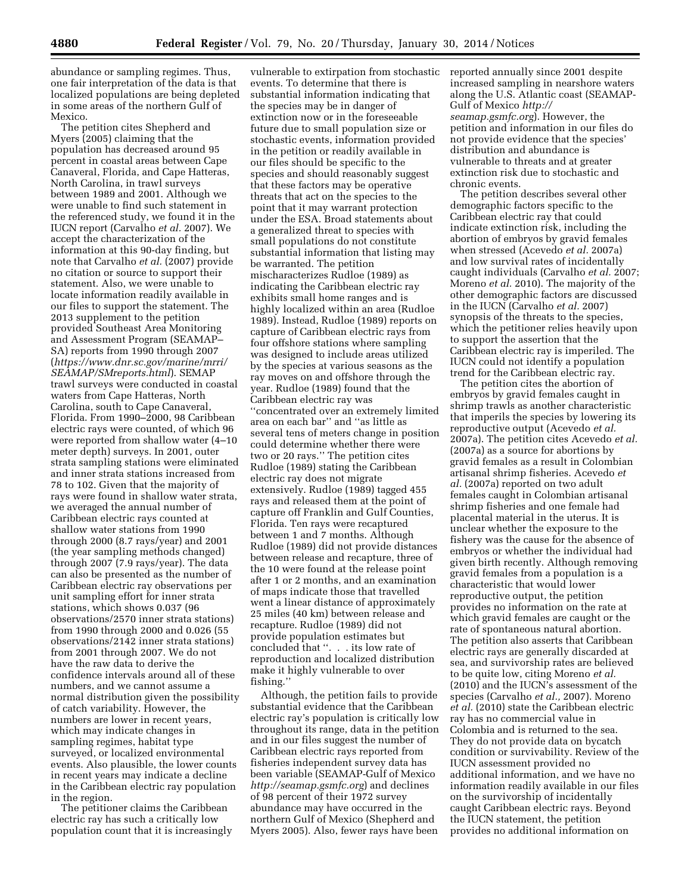abundance or sampling regimes. Thus, one fair interpretation of the data is that localized populations are being depleted in some areas of the northern Gulf of Mexico.

The petition cites Shepherd and Myers (2005) claiming that the population has decreased around 95 percent in coastal areas between Cape Canaveral, Florida, and Cape Hatteras, North Carolina, in trawl surveys between 1989 and 2001. Although we were unable to find such statement in the referenced study, we found it in the IUCN report (Carvalho *et al.* 2007). We accept the characterization of the information at this 90-day finding, but note that Carvalho *et al.* (2007) provide no citation or source to support their statement. Also, we were unable to locate information readily available in our files to support the statement. The 2013 supplement to the petition provided Southeast Area Monitoring and Assessment Program (SEAMAP–SA) reports from 1990 through 2007 (*https://www.dnr.sc.gov/marine/mrri/SEAMAP/SMreports.html*). SEMAP trawl surveys were conducted in coastal waters from Cape Hatteras, North Carolina, south to Cape Canaveral, Florida. From 1990–2000, 98 Caribbean electric rays were counted, of which 96 were reported from shallow water (4–10 meter depth) surveys. In 2001, outer strata sampling stations were eliminated and inner strata stations increased from 78 to 102. Given that the majority of rays were found in shallow water strata, we averaged the annual number of Caribbean electric rays counted at shallow water stations from 1990 through 2000 (8.7 rays/year) and 2001 (the year sampling methods changed) through 2007 (7.9 rays/year). The data can also be presented as the number of Caribbean electric ray observations per unit sampling effort for inner strata stations, which shows 0.037 (96 observations/2570 inner strata stations) from 1990 through 2000 and 0.026 (55 observations/2142 inner strata stations) from 2001 through 2007. We do not have the raw data to derive the confidence intervals around all of these numbers, and we cannot assume a normal distribution given the possibility of catch variability. However, the numbers are lower in recent years, which may indicate changes in sampling regimes, habitat type surveyed, or localized environmental events. Also plausible, the lower counts in recent years may indicate a decline in the Caribbean electric ray population in the region.

The petitioner claims the Caribbean electric ray has such a critically low population count that it is increasingly vulnerable to extirpation from stochastic events. To determine that there is substantial information indicating that the species may be in danger of extinction now or in the foreseeable future due to small population size or stochastic events, information provided in the petition or readily available in our files should be specific to the species and should reasonably suggest that these factors may be operative threats that act on the species to the point that it may warrant protection under the ESA. Broad statements about a generalized threat to species with small populations do not constitute substantial information that listing may be warranted. The petition mischaracterizes Rudloe (1989) as indicating the Caribbean electric ray exhibits small home ranges and is highly localized within an area (Rudloe 1989). Instead, Rudloe (1989) reports on capture of Caribbean electric rays from four offshore stations where sampling was designed to include areas utilized by the species at various seasons as the ray moves on and offshore through the year. Rudloe (1989) found that the Caribbean electric ray was ''concentrated over an extremely limited area on each bar'' and ''as little as several tens of meters change in position could determine whether there were two or 20 rays.'' The petition cites Rudloe (1989) stating the Caribbean electric ray does not migrate extensively. Rudloe (1989) tagged 455 rays and released them at the point of capture off Franklin and Gulf Counties, Florida. Ten rays were recaptured between 1 and 7 months. Although Rudloe (1989) did not provide distances between release and recapture, three of the 10 were found at the release point after 1 or 2 months, and an examination of maps indicate those that travelled went a linear distance of approximately 25 miles (40 km) between release and recapture. Rudloe (1989) did not provide population estimates but concluded that ''. . . its low rate of reproduction and localized distribution make it highly vulnerable to over fishing.''

Although, the petition fails to provide substantial evidence that the Caribbean electric ray's population is critically low throughout its range, data in the petition and in our files suggest the number of Caribbean electric rays reported from fisheries independent survey data has been variable (SEAMAP-Gulf of Mexico *http://seamap.gsmfc.org*) and declines of 98 percent of their 1972 survey abundance may have occurred in the northern Gulf of Mexico (Shepherd and Myers 2005). Also, fewer rays have been reported annually since 2001 despite increased sampling in nearshore waters along the U.S. Atlantic coast (SEAMAP-Gulf of Mexico *http://seamap.gsmfc.org*). However, the petition and information in our files do not provide evidence that the species' distribution and abundance is vulnerable to threats and at greater extinction risk due to stochastic and chronic events.

The petition describes several other demographic factors specific to the Caribbean electric ray that could indicate extinction risk, including the abortion of embryos by gravid females when stressed (Acevedo *et al.* 2007a) and low survival rates of incidentally caught individuals (Carvalho *et al.* 2007; Moreno *et al.* 2010). The majority of the other demographic factors are discussed in the IUCN (Carvalho *et al.* 2007) synopsis of the threats to the species, which the petitioner relies heavily upon to support the assertion that the Caribbean electric ray is imperiled. The IUCN could not identify a population trend for the Caribbean electric ray.

The petition cites the abortion of embryos by gravid females caught in shrimp trawls as another characteristic that imperils the species by lowering its reproductive output (Acevedo *et al.* 2007a). The petition cites Acevedo *et al.* (2007a) as a source for abortions by gravid females as a result in Colombian artisanal shrimp fisheries. Acevedo *et al.* (2007a) reported on two adult females caught in Colombian artisanal shrimp fisheries and one female had placental material in the uterus. It is unclear whether the exposure to the fishery was the cause for the absence of embryos or whether the individual had given birth recently. Although removing gravid females from a population is a characteristic that would lower reproductive output, the petition provides no information on the rate at which gravid females are caught or the rate of spontaneous natural abortion. The petition also asserts that Caribbean electric rays are generally discarded at sea, and survivorship rates are believed to be quite low, citing Moreno *et al.* (2010) and the IUCN's assessment of the species (Carvalho *et al.,* 2007). Moreno *et al.* (2010) state the Caribbean electric ray has no commercial value in Colombia and is returned to the sea. They do not provide data on bycatch condition or survivability. Review of the IUCN assessment provided no additional information, and we have no information readily available in our files on the survivorship of incidentally caught Caribbean electric rays. Beyond the IUCN statement, the petition provides no additional information on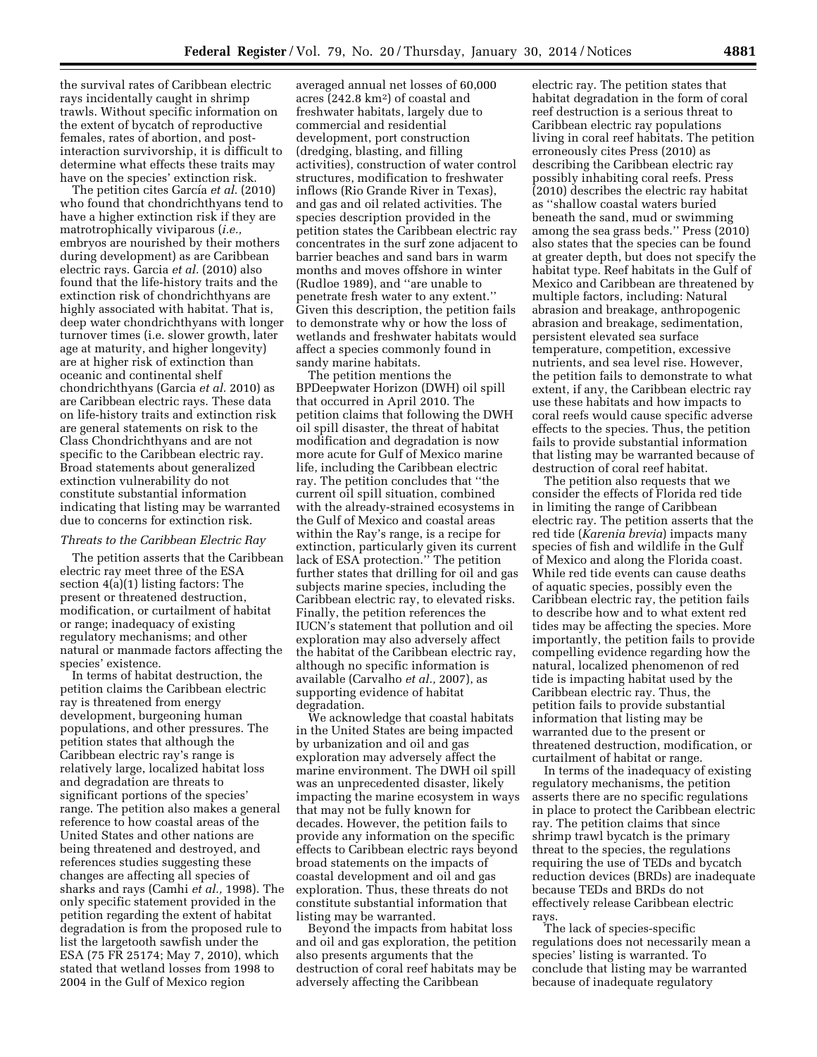the survival rates of Caribbean electric rays incidentally caught in shrimp trawls. Without specific information on the extent of bycatch of reproductive females, rates of abortion, and post-interaction survivorship, it is difficult to determine what effects these traits may have on the species' extinction risk.

The petition cites García *et al.* (2010) who found that chondrichthyans tend to have a higher extinction risk if they are matrotrophically viviparous (*i.e.,* embryos are nourished by their mothers during development) as are Caribbean electric rays. Garcia *et al.* (2010) also found that the life-history traits and the extinction risk of chondrichthyans are highly associated with habitat. That is, deep water chondrichthyans with longer turnover times (i.e. slower growth, later age at maturity, and higher longevity) are at higher risk of extinction than oceanic and continental shelf chondrichthyans (Garcia *et al.* 2010) as are Caribbean electric rays. These data on life-history traits and extinction risk are general statements on risk to the Class Chondrichthyans and are not specific to the Caribbean electric ray. Broad statements about generalized extinction vulnerability do not constitute substantial information indicating that listing may be warranted due to concerns for extinction risk.

### *Threats to the Caribbean Electric Ray*

The petition asserts that the Caribbean electric ray meet three of the ESA section 4(a)(1) listing factors: The present or threatened destruction, modification, or curtailment of habitat or range; inadequacy of existing regulatory mechanisms; and other natural or manmade factors affecting the species' existence.

In terms of habitat destruction, the petition claims the Caribbean electric ray is threatened from energy development, burgeoning human populations, and other pressures. The petition states that although the Caribbean electric ray's range is relatively large, localized habitat loss and degradation are threats to significant portions of the species' range. The petition also makes a general reference to how coastal areas of the United States and other nations are being threatened and destroyed, and references studies suggesting these changes are affecting all species of sharks and rays (Camhi *et al.,* 1998). The only specific statement provided in the petition regarding the extent of habitat degradation is from the proposed rule to list the largetooth sawfish under the ESA (75 FR 25174; May 7, 2010), which stated that wetland losses from 1998 to 2004 in the Gulf of Mexico region averaged annual net losses of 60,000 acres (242.8 km$^2$) of coastal and freshwater habitats, largely due to commercial and residential development, port construction (dredging, blasting, and filling activities), construction of water control structures, modification to freshwater inflows (Rio Grande River in Texas), and gas and oil related activities. The species description provided in the petition states the Caribbean electric ray concentrates in the surf zone adjacent to barrier beaches and sand bars in warm months and moves offshore in winter (Rudloe 1989), and ''are unable to penetrate fresh water to any extent.'' Given this description, the petition fails to demonstrate why or how the loss of wetlands and freshwater habitats would affect a species commonly found in sandy marine habitats.

The petition mentions the BPDeepwater Horizon (DWH) oil spill that occurred in April 2010. The petition claims that following the DWH oil spill disaster, the threat of habitat modification and degradation is now more acute for Gulf of Mexico marine life, including the Caribbean electric ray. The petition concludes that ''the current oil spill situation, combined with the already-strained ecosystems in the Gulf of Mexico and coastal areas within the Ray's range, is a recipe for extinction, particularly given its current lack of ESA protection.'' The petition further states that drilling for oil and gas subjects marine species, including the Caribbean electric ray, to elevated risks. Finally, the petition references the IUCN's statement that pollution and oil exploration may also adversely affect the habitat of the Caribbean electric ray, although no specific information is available (Carvalho *et al.,* 2007), as supporting evidence of habitat degradation.

We acknowledge that coastal habitats in the United States are being impacted by urbanization and oil and gas exploration may adversely affect the marine environment. The DWH oil spill was an unprecedented disaster, likely impacting the marine ecosystem in ways that may not be fully known for decades. However, the petition fails to provide any information on the specific effects to Caribbean electric rays beyond broad statements on the impacts of coastal development and oil and gas exploration. Thus, these threats do not constitute substantial information that listing may be warranted.

Beyond the impacts from habitat loss and oil and gas exploration, the petition also presents arguments that the destruction of coral reef habitats may be adversely affecting the Caribbean electric ray. The petition states that habitat degradation in the form of coral reef destruction is a serious threat to Caribbean electric ray populations living in coral reef habitats. The petition erroneously cites Press (2010) as describing the Caribbean electric ray possibly inhabiting coral reefs. Press (2010) describes the electric ray habitat as ''shallow coastal waters buried beneath the sand, mud or swimming among the sea grass beds.'' Press (2010) also states that the species can be found at greater depth, but does not specify the habitat type. Reef habitats in the Gulf of Mexico and Caribbean are threatened by multiple factors, including: Natural abrasion and breakage, anthropogenic abrasion and breakage, sedimentation, persistent elevated sea surface temperature, competition, excessive nutrients, and sea level rise. However, the petition fails to demonstrate to what extent, if any, the Caribbean electric ray use these habitats and how impacts to coral reefs would cause specific adverse effects to the species. Thus, the petition fails to provide substantial information that listing may be warranted because of destruction of coral reef habitat.

The petition also requests that we consider the effects of Florida red tide in limiting the range of Caribbean electric ray. The petition asserts that the red tide (*Karenia brevia*) impacts many species of fish and wildlife in the Gulf of Mexico and along the Florida coast. While red tide events can cause deaths of aquatic species, possibly even the Caribbean electric ray, the petition fails to describe how and to what extent red tides may be affecting the species. More importantly, the petition fails to provide compelling evidence regarding how the natural, localized phenomenon of red tide is impacting habitat used by the Caribbean electric ray. Thus, the petition fails to provide substantial information that listing may be warranted due to the present or threatened destruction, modification, or curtailment of habitat or range.

In terms of the inadequacy of existing regulatory mechanisms, the petition asserts there are no specific regulations in place to protect the Caribbean electric ray. The petition claims that since shrimp trawl bycatch is the primary threat to the species, the regulations requiring the use of TEDs and bycatch reduction devices (BRDs) are inadequate because TEDs and BRDs do not effectively release Caribbean electric rays.

The lack of species-specific regulations does not necessarily mean a species' listing is warranted. To conclude that listing may be warranted because of inadequate regulatory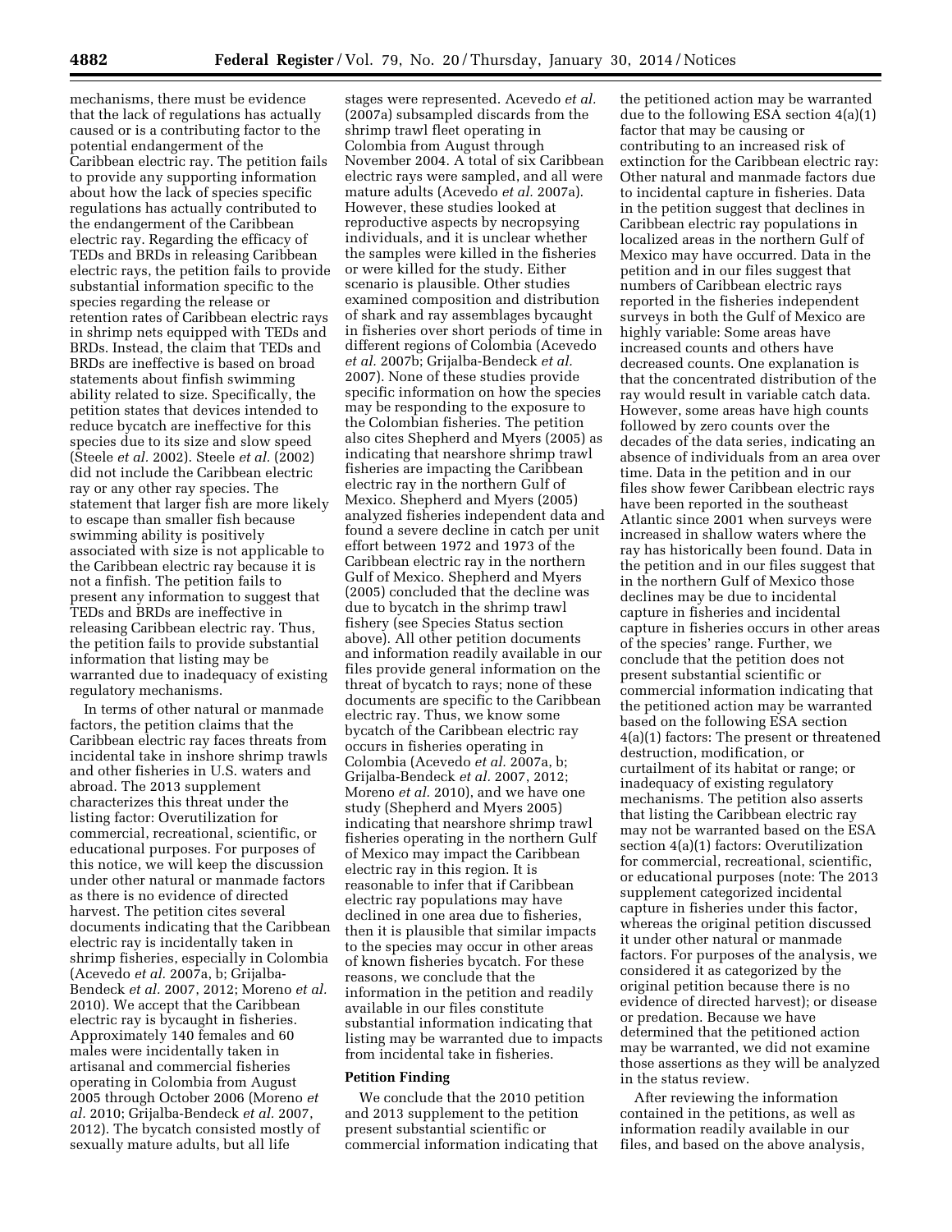mechanisms, there must be evidence that the lack of regulations has actually caused or is a contributing factor to the potential endangerment of the Caribbean electric ray. The petition fails to provide any supporting information about how the lack of species specific regulations has actually contributed to the endangerment of the Caribbean electric ray. Regarding the efficacy of TEDs and BRDs in releasing Caribbean electric rays, the petition fails to provide substantial information specific to the species regarding the release or retention rates of Caribbean electric rays in shrimp nets equipped with TEDs and BRDs. Instead, the claim that TEDs and BRDs are ineffective is based on broad statements about finfish swimming ability related to size. Specifically, the petition states that devices intended to reduce bycatch are ineffective for this species due to its size and slow speed (Steele *et al.* 2002). Steele *et al.* (2002) did not include the Caribbean electric ray or any other ray species. The statement that larger fish are more likely to escape than smaller fish because swimming ability is positively associated with size is not applicable to the Caribbean electric ray because it is not a finfish. The petition fails to present any information to suggest that TEDs and BRDs are ineffective in releasing Caribbean electric ray. Thus, the petition fails to provide substantial information that listing may be warranted due to inadequacy of existing regulatory mechanisms.

In terms of other natural or manmade factors, the petition claims that the Caribbean electric ray faces threats from incidental take in inshore shrimp trawls and other fisheries in U.S. waters and abroad. The 2013 supplement characterizes this threat under the listing factor: Overutilization for commercial, recreational, scientific, or educational purposes. For purposes of this notice, we will keep the discussion under other natural or manmade factors as there is no evidence of directed harvest. The petition cites several documents indicating that the Caribbean electric ray is incidentally taken in shrimp fisheries, especially in Colombia (Acevedo *et al.* 2007a, b; Grijalba-Bendeck *et al.* 2007, 2012; Moreno *et al.* 2010). We accept that the Caribbean electric ray is bycaught in fisheries. Approximately 140 females and 60 males were incidentally taken in artisanal and commercial fisheries operating in Colombia from August 2005 through October 2006 (Moreno *et al.* 2010; Grijalba-Bendeck *et al.* 2007, 2012). The bycatch consisted mostly of sexually mature adults, but all life stages were represented. Acevedo *et al.* (2007a) subsampled discards from the shrimp trawl fleet operating in Colombia from August through November 2004. A total of six Caribbean electric rays were sampled, and all were mature adults (Acevedo *et al.* 2007a). However, these studies looked at reproductive aspects by necropsying individuals, and it is unclear whether the samples were killed in the fisheries or were killed for the study. Either scenario is plausible. Other studies examined composition and distribution of shark and ray assemblages bycaught in fisheries over short periods of time in different regions of Colombia (Acevedo *et al.* 2007b; Grijalba-Bendeck *et al.* 2007). None of these studies provide specific information on how the species may be responding to the exposure to the Colombian fisheries. The petition also cites Shepherd and Myers (2005) as indicating that nearshore shrimp trawl fisheries are impacting the Caribbean electric ray in the northern Gulf of Mexico. Shepherd and Myers (2005) analyzed fisheries independent data and found a severe decline in catch per unit effort between 1972 and 1973 of the Caribbean electric ray in the northern Gulf of Mexico. Shepherd and Myers (2005) concluded that the decline was due to bycatch in the shrimp trawl fishery (see Species Status section above). All other petition documents and information readily available in our files provide general information on the threat of bycatch to rays; none of these documents are specific to the Caribbean electric ray. Thus, we know some bycatch of the Caribbean electric ray occurs in fisheries operating in Colombia (Acevedo *et al.* 2007a, b; Grijalba-Bendeck *et al.* 2007, 2012; Moreno *et al.* 2010), and we have one study (Shepherd and Myers 2005) indicating that nearshore shrimp trawl fisheries operating in the northern Gulf of Mexico may impact the Caribbean electric ray in this region. It is reasonable to infer that if Caribbean electric ray populations may have declined in one area due to fisheries, then it is plausible that similar impacts to the species may occur in other areas of known fisheries bycatch. For these reasons, we conclude that the information in the petition and readily available in our files constitute substantial information indicating that listing may be warranted due to impacts from incidental take in fisheries.

## Petition Finding

We conclude that the 2010 petition and 2013 supplement to the petition present substantial scientific or commercial information indicating that the petitioned action may be warranted due to the following ESA section 4(a)(1) factor that may be causing or contributing to an increased risk of extinction for the Caribbean electric ray: Other natural and manmade factors due to incidental capture in fisheries. Data in the petition suggest that declines in Caribbean electric ray populations in localized areas in the northern Gulf of Mexico may have occurred. Data in the petition and in our files suggest that numbers of Caribbean electric rays reported in the fisheries independent surveys in both the Gulf of Mexico are highly variable: Some areas have increased counts and others have decreased counts. One explanation is that the concentrated distribution of the ray would result in variable catch data. However, some areas have high counts followed by zero counts over the decades of the data series, indicating an absence of individuals from an area over time. Data in the petition and in our files show fewer Caribbean electric rays have been reported in the southeast Atlantic since 2001 when surveys were increased in shallow waters where the ray has historically been found. Data in the petition and in our files suggest that in the northern Gulf of Mexico those declines may be due to incidental capture in fisheries and incidental capture in fisheries occurs in other areas of the species' range. Further, we conclude that the petition does not present substantial scientific or commercial information indicating that the petitioned action may be warranted based on the following ESA section 4(a)(1) factors: The present or threatened destruction, modification, or curtailment of its habitat or range; or inadequacy of existing regulatory mechanisms. The petition also asserts that listing the Caribbean electric ray may not be warranted based on the ESA section 4(a)(1) factors: Overutilization for commercial, recreational, scientific, or educational purposes (note: The 2013 supplement categorized incidental capture in fisheries under this factor, whereas the original petition discussed it under other natural or manmade factors. For purposes of the analysis, we considered it as categorized by the original petition because there is no evidence of directed harvest); or disease or predation. Because we have determined that the petitioned action may be warranted, we did not examine those assertions as they will be analyzed in the status review.

After reviewing the information contained in the petitions, as well as information readily available in our files, and based on the above analysis,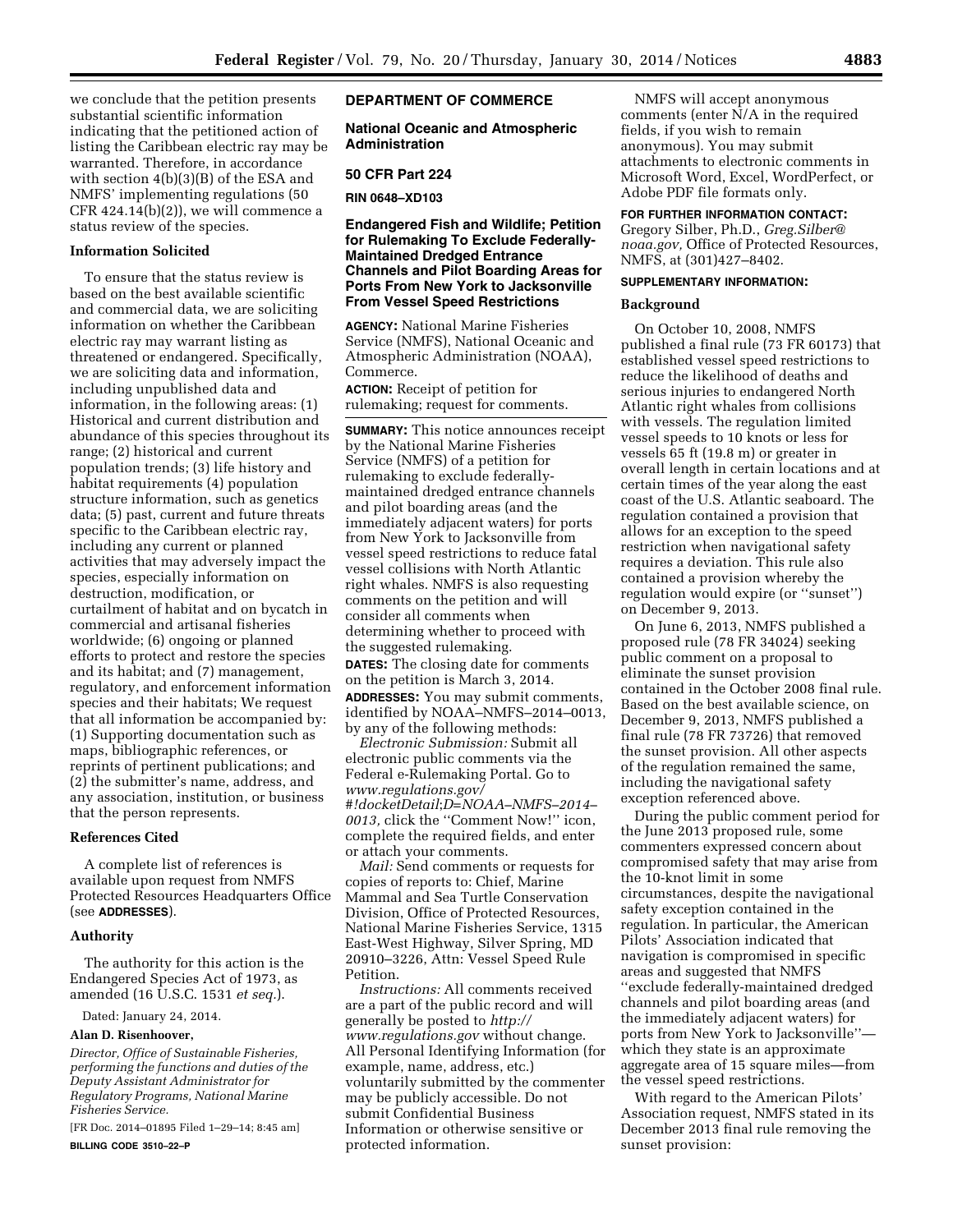we conclude that the petition presents substantial scientific information indicating that the petitioned action of listing the Caribbean electric ray may be warranted. Therefore, in accordance with section 4(b)(3)(B) of the ESA and NMFS' implementing regulations (50 CFR 424.14(b)(2)), we will commence a status review of the species.

### Information Solicited

To ensure that the status review is based on the best available scientific and commercial data, we are soliciting information on whether the Caribbean electric ray may warrant listing as threatened or endangered. Specifically, we are soliciting data and information, including unpublished data and information, in the following areas: (1) Historical and current distribution and abundance of this species throughout its range; (2) historical and current population trends; (3) life history and habitat requirements (4) population structure information, such as genetics data; (5) past, current and future threats specific to the Caribbean electric ray, including any current or planned activities that may adversely impact the species, especially information on destruction, modification, or curtailment of habitat and on bycatch in commercial and artisanal fisheries worldwide; (6) ongoing or planned efforts to protect and restore the species and its habitat; and (7) management, regulatory, and enforcement information species and their habitats; We request that all information be accompanied by: (1) Supporting documentation such as maps, bibliographic references, or reprints of pertinent publications; and (2) the submitter's name, address, and any association, institution, or business that the person represents.

### References Cited

A complete list of references is available upon request from NMFS Protected Resources Headquarters Office (see **ADDRESSES**).

### Authority

The authority for this action is the Endangered Species Act of 1973, as amended (16 U.S.C. 1531 *et seq.*).

Dated: January 24, 2014.

**Alan D. Risenhoover,**

*Director, Office of Sustainable Fisheries, performing the functions and duties of the Deputy Assistant Administrator for Regulatory Programs, National Marine Fisheries Service.*

[FR Doc. 2014–01895 Filed 1–29–14; 8:45 am]

**BILLING CODE 3510–22–P**

## DEPARTMENT OF COMMERCE

### National Oceanic and Atmospheric Administration

### 50 CFR Part 224

**RIN 0648–XD103**

### Endangered Fish and Wildlife; Petition for Rulemaking To Exclude Federally-Maintained Dredged Entrance Channels and Pilot Boarding Areas for Ports From New York to Jacksonville From Vessel Speed Restrictions

**AGENCY:** National Marine Fisheries Service (NMFS), National Oceanic and Atmospheric Administration (NOAA), Commerce.

**ACTION:** Receipt of petition for rulemaking; request for comments.

**SUMMARY:** This notice announces receipt by the National Marine Fisheries Service (NMFS) of a petition for rulemaking to exclude federally-maintained dredged entrance channels and pilot boarding areas (and the immediately adjacent waters) for ports from New York to Jacksonville from vessel speed restrictions to reduce fatal vessel collisions with North Atlantic right whales. NMFS is also requesting comments on the petition and will consider all comments when determining whether to proceed with the suggested rulemaking.

**DATES:** The closing date for comments on the petition is March 3, 2014.

**ADDRESSES:** You may submit comments, identified by NOAA–NMFS–2014–0013, by any of the following methods:

*Electronic Submission:* Submit all electronic public comments via the Federal e-Rulemaking Portal. Go to *www.regulations.gov/#!docketDetail;D=NOAA-NMFS-2014-0013,* click the ''Comment Now!'' icon, complete the required fields, and enter or attach your comments.

*Mail:* Send comments or requests for copies of reports to: Chief, Marine Mammal and Sea Turtle Conservation Division, Office of Protected Resources, National Marine Fisheries Service, 1315 East-West Highway, Silver Spring, MD 20910–3226, Attn: Vessel Speed Rule Petition.

*Instructions:* All comments received are a part of the public record and will generally be posted to *http://www.regulations.gov* without change. All Personal Identifying Information (for example, name, address, etc.) voluntarily submitted by the commenter may be publicly accessible. Do not submit Confidential Business Information or otherwise sensitive or protected information.

NMFS will accept anonymous comments (enter N/A in the required fields, if you wish to remain anonymous). You may submit attachments to electronic comments in Microsoft Word, Excel, WordPerfect, or Adobe PDF file formats only.

**FOR FURTHER INFORMATION CONTACT:** Gregory Silber, Ph.D., *Greg.Silber@noaa.gov,* Office of Protected Resources, NMFS, at (301)427–8402.

**SUPPLEMENTARY INFORMATION:**

### Background

On October 10, 2008, NMFS published a final rule (73 FR 60173) that established vessel speed restrictions to reduce the likelihood of deaths and serious injuries to endangered North Atlantic right whales from collisions with vessels. The regulation limited vessel speeds to 10 knots or less for vessels 65 ft (19.8 m) or greater in overall length in certain locations and at certain times of the year along the east coast of the U.S. Atlantic seaboard. The regulation contained a provision that allows for an exception to the speed restriction when navigational safety requires a deviation. This rule also contained a provision whereby the regulation would expire (or ''sunset'') on December 9, 2013.

On June 6, 2013, NMFS published a proposed rule (78 FR 34024) seeking public comment on a proposal to eliminate the sunset provision contained in the October 2008 final rule. Based on the best available science, on December 9, 2013, NMFS published a final rule (78 FR 73726) that removed the sunset provision. All other aspects of the regulation remained the same, including the navigational safety exception referenced above.

During the public comment period for the June 2013 proposed rule, some commenters expressed concern about compromised safety that may arise from the 10-knot limit in some circumstances, despite the navigational safety exception contained in the regulation. In particular, the American Pilots' Association indicated that navigation is compromised in specific areas and suggested that NMFS ''exclude federally-maintained dredged channels and pilot boarding areas (and the immediately adjacent waters) for ports from New York to Jacksonville''—which they state is an approximate aggregate area of 15 square miles—from the vessel speed restrictions.

With regard to the American Pilots' Association request, NMFS stated in its December 2013 final rule removing the sunset provision: